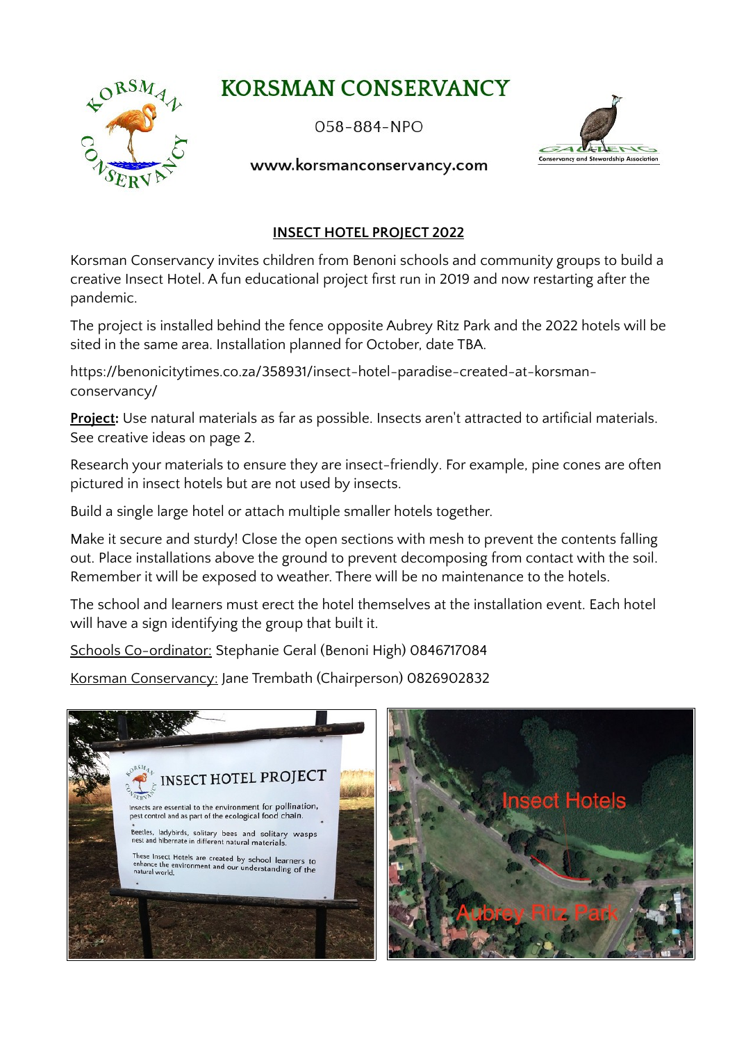# KORSMAN CONSERVANCY

058-884-NPO

**www.korsmanconservancy.com**

## INSECT HOTEL PROJECT 2022

Korsman Conservancy invites children from Benoni schools and community groups to build a creative Insect Hotel. A fun educational project first run in 2019 and now restarting after the pandemic.

The project is installed behind the fence opposite Aubrey Ritz Park and the 2022 hotels will be sited in the same area. Installation planned for October, date TBA.

https://benonicitytimes.co.za/358931/insect-hotel-paradise-created-at-korsman-conservancy/

**Project:** Use natural materials as far as possible. Insects aren't attracted to artificial materials. See creative ideas on page 2.

Research your materials to ensure they are insect-friendly. For example, pine cones are often pictured in insect hotels but are not used by insects.

Build a single large hotel or attach multiple smaller hotels together.

Make it secure and sturdy! Close the open sections with mesh to prevent the contents falling out. Place installations above the ground to prevent decomposing from contact with the soil. Remember it will be exposed to weather. There will be no maintenance to the hotels.

The school and learners must erect the hotel themselves at the installation event. Each hotel will have a sign identifying the group that built it.

Schools Co-ordinator: Stephanie Geral (Benoni High) 0846717084

Korsman Conservancy: Jane Trembath (Chairperson) 0826902832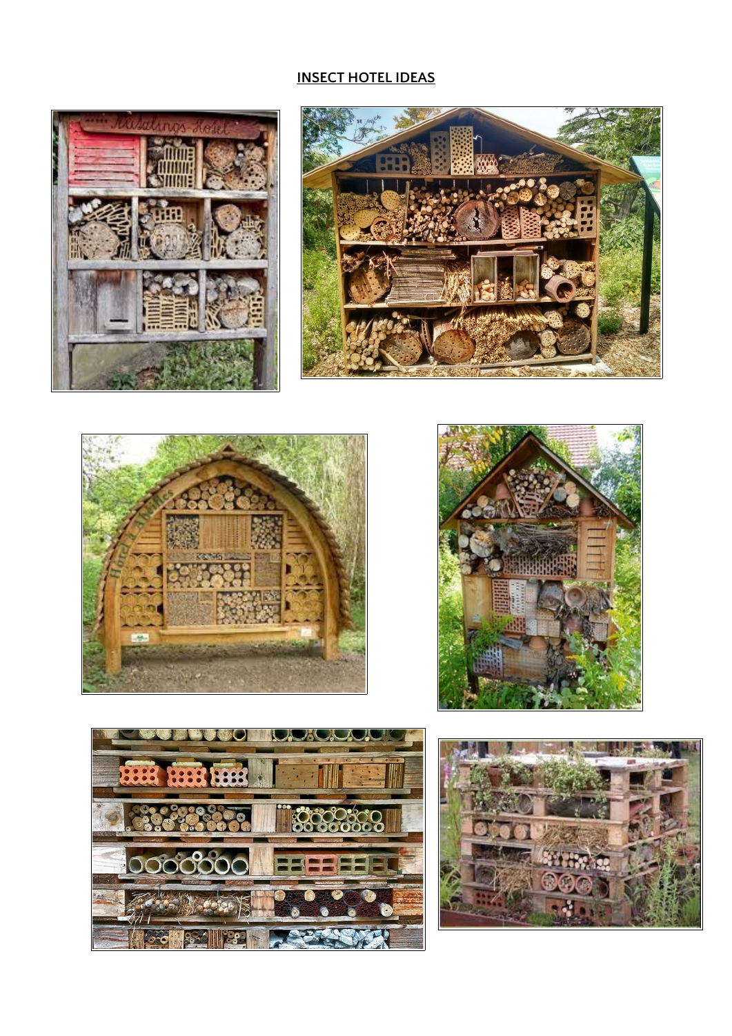# INSECT HOTEL IDEAS